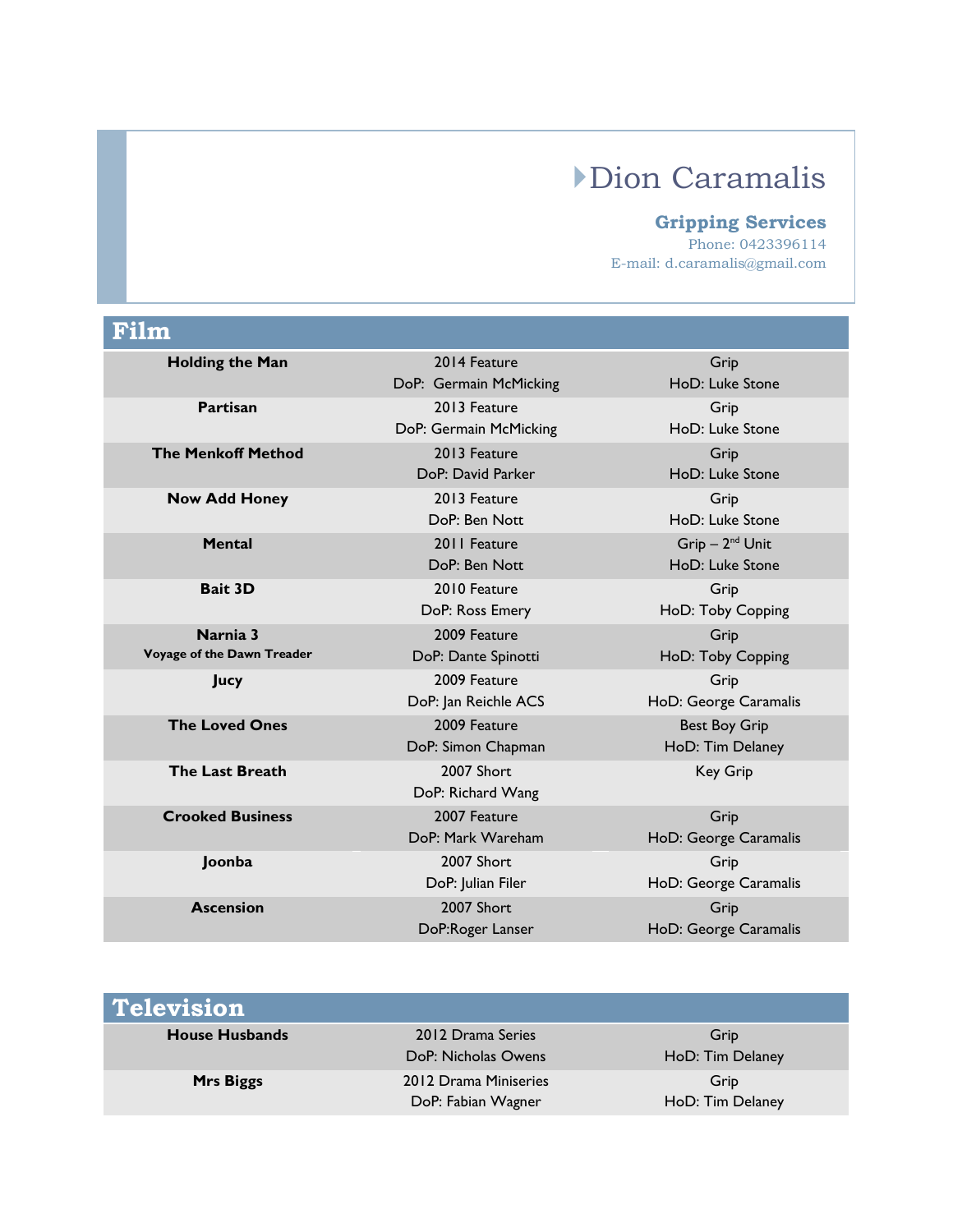# Dion Caramalis

**Gripping Services**

Phone: 0423396114

E-mail: d.caramalis@gmail.com

## Film

| Title | Production | Role |
|---|---|---|
| **Holding the Man** | 2014 Feature<br>DoP: Germain McMicking | Grip<br>HoD: Luke Stone |
| **Partisan** | 2013 Feature<br>DoP: Germain McMicking | Grip<br>HoD: Luke Stone |
| **The Menkoff Method** | 2013 Feature<br>DoP: David Parker | Grip<br>HoD: Luke Stone |
| **Now Add Honey** | 2013 Feature<br>DoP: Ben Nott | Grip<br>HoD: Luke Stone |
| **Mental** | 2011 Feature<br>DoP: Ben Nott | Grip – 2nd Unit<br>HoD: Luke Stone |
| **Bait 3D** | 2010 Feature<br>DoP: Ross Emery | Grip<br>HoD: Toby Copping |
| **Narnia 3**<br>**Voyage of the Dawn Treader** | 2009 Feature<br>DoP: Dante Spinotti | Grip<br>HoD: Toby Copping |
| **Jucy** | 2009 Feature<br>DoP: Jan Reichle ACS | Grip<br>HoD: George Caramalis |
| **The Loved Ones** | 2009 Feature<br>DoP: Simon Chapman | Best Boy Grip<br>HoD: Tim Delaney |
| **The Last Breath** | 2007 Short<br>DoP: Richard Wang | Key Grip |
| **Crooked Business** | 2007 Feature<br>DoP: Mark Wareham | Grip<br>HoD: George Caramalis |
| **Joonba** | 2007 Short<br>DoP: Julian Filer | Grip<br>HoD: George Caramalis |
| **Ascension** | 2007 Short<br>DoP:Roger Lanser | Grip<br>HoD: George Caramalis |

## Television

| Title | Production | Role |
|---|---|---|
| **House Husbands** | 2012 Drama Series<br>DoP: Nicholas Owens | Grip<br>HoD: Tim Delaney |
| **Mrs Biggs** | 2012 Drama Miniseries<br>DoP: Fabian Wagner | Grip<br>HoD: Tim Delaney |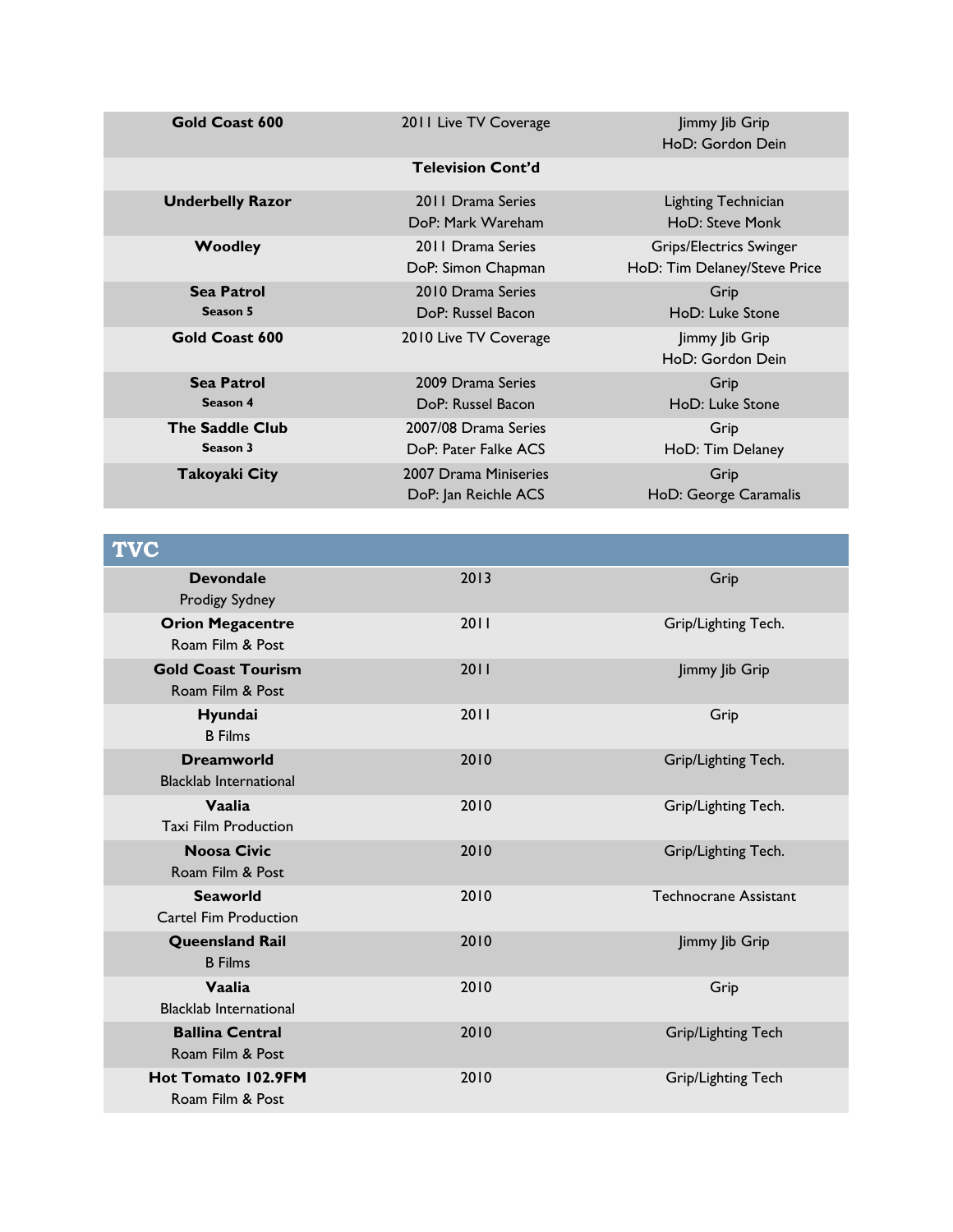| | | |
|---|---|---|
| **Gold Coast 600** | 2011 Live TV Coverage | Jimmy Jib Grip<br>HoD: Gordon Dein |
| | **Television Cont'd** | |
| **Underbelly Razor** | 2011 Drama Series<br>DoP: Mark Wareham | Lighting Technician<br>HoD: Steve Monk |
| **Woodley** | 2011 Drama Series<br>DoP: Simon Chapman | Grips/Electrics Swinger<br>HoD: Tim Delaney/Steve Price |
| **Sea Patrol**<br>**Season 5** | 2010 Drama Series<br>DoP: Russel Bacon | Grip<br>HoD: Luke Stone |
| **Gold Coast 600** | 2010 Live TV Coverage | Jimmy Jib Grip<br>HoD: Gordon Dein |
| **Sea Patrol**<br>**Season 4** | 2009 Drama Series<br>DoP: Russel Bacon | Grip<br>HoD: Luke Stone |
| **The Saddle Club**<br>**Season 3** | 2007/08 Drama Series<br>DoP: Pater Falke ACS | Grip<br>HoD: Tim Delaney |
| **Takoyaki City** | 2007 Drama Miniseries<br>DoP: Jan Reichle ACS | Grip<br>HoD: George Caramalis |

## TVC

| | | |
|---|---|---|
| **Devondale**<br>Prodigy Sydney | 2013 | Grip |
| **Orion Megacentre**<br>Roam Film & Post | 2011 | Grip/Lighting Tech. |
| **Gold Coast Tourism**<br>Roam Film & Post | 2011 | Jimmy Jib Grip |
| **Hyundai**<br>B Films | 2011 | Grip |
| **Dreamworld**<br>Blacklab International | 2010 | Grip/Lighting Tech. |
| **Vaalia**<br>Taxi Film Production | 2010 | Grip/Lighting Tech. |
| **Noosa Civic**<br>Roam Film & Post | 2010 | Grip/Lighting Tech. |
| **Seaworld**<br>Cartel Fim Production | 2010 | Technocrane Assistant |
| **Queensland Rail**<br>B Films | 2010 | Jimmy Jib Grip |
| **Vaalia**<br>Blacklab International | 2010 | Grip |
| **Ballina Central**<br>Roam Film & Post | 2010 | Grip/Lighting Tech |
| **Hot Tomato 102.9FM**<br>Roam Film & Post | 2010 | Grip/Lighting Tech |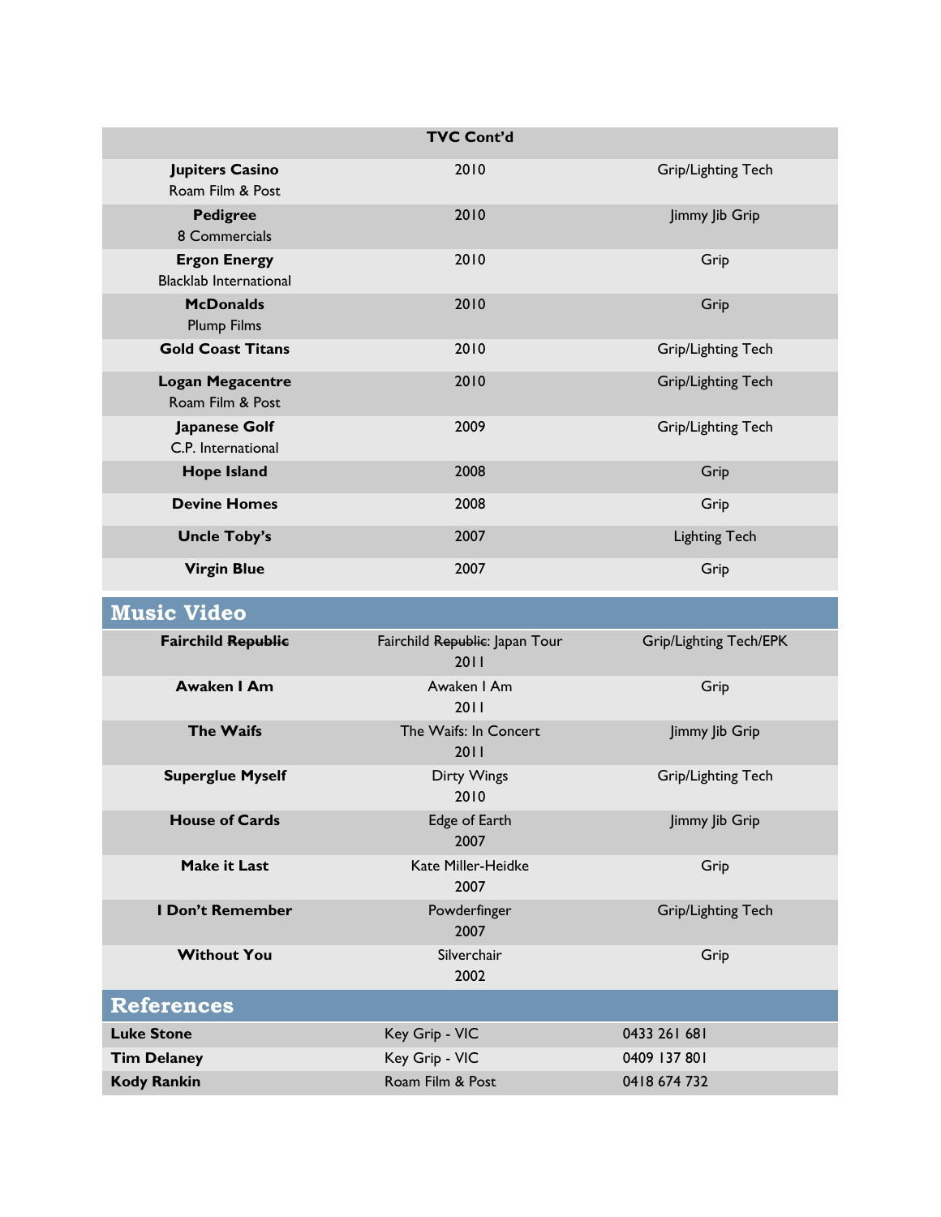| TVC Cont'd | | |
|---|---|---|
| **Jupiters Casino** Roam Film & Post | 2010 | Grip/Lighting Tech |
| **Pedigree** 8 Commercials | 2010 | Jimmy Jib Grip |
| **Ergon Energy** Blacklab International | 2010 | Grip |
| **McDonalds** Plump Films | 2010 | Grip |
| **Gold Coast Titans** | 2010 | Grip/Lighting Tech |
| **Logan Megacentre** Roam Film & Post | 2010 | Grip/Lighting Tech |
| **Japanese Golf** C.P. International | 2009 | Grip/Lighting Tech |
| **Hope Island** | 2008 | Grip |
| **Devine Homes** | 2008 | Grip |
| **Uncle Toby's** | 2007 | Lighting Tech |
| **Virgin Blue** | 2007 | Grip |

## Music Video

| | | |
|---|---|---|
| **Fairchild ~~Republic~~** | Fairchild ~~Republic~~: Japan Tour 2011 | Grip/Lighting Tech/EPK |
| **Awaken I Am** | Awaken I Am 2011 | Grip |
| **The Waifs** | The Waifs: In Concert 2011 | Jimmy Jib Grip |
| **Superglue Myself** | Dirty Wings 2010 | Grip/Lighting Tech |
| **House of Cards** | Edge of Earth 2007 | Jimmy Jib Grip |
| **Make it Last** | Kate Miller-Heidke 2007 | Grip |
| **I Don't Remember** | Powderfinger 2007 | Grip/Lighting Tech |
| **Without You** | Silverchair 2002 | Grip |

## References

| | | |
|---|---|---|
| **Luke Stone** | Key Grip - VIC | 0433 261 681 |
| **Tim Delaney** | Key Grip - VIC | 0409 137 801 |
| **Kody Rankin** | Roam Film & Post | 0418 674 732 |